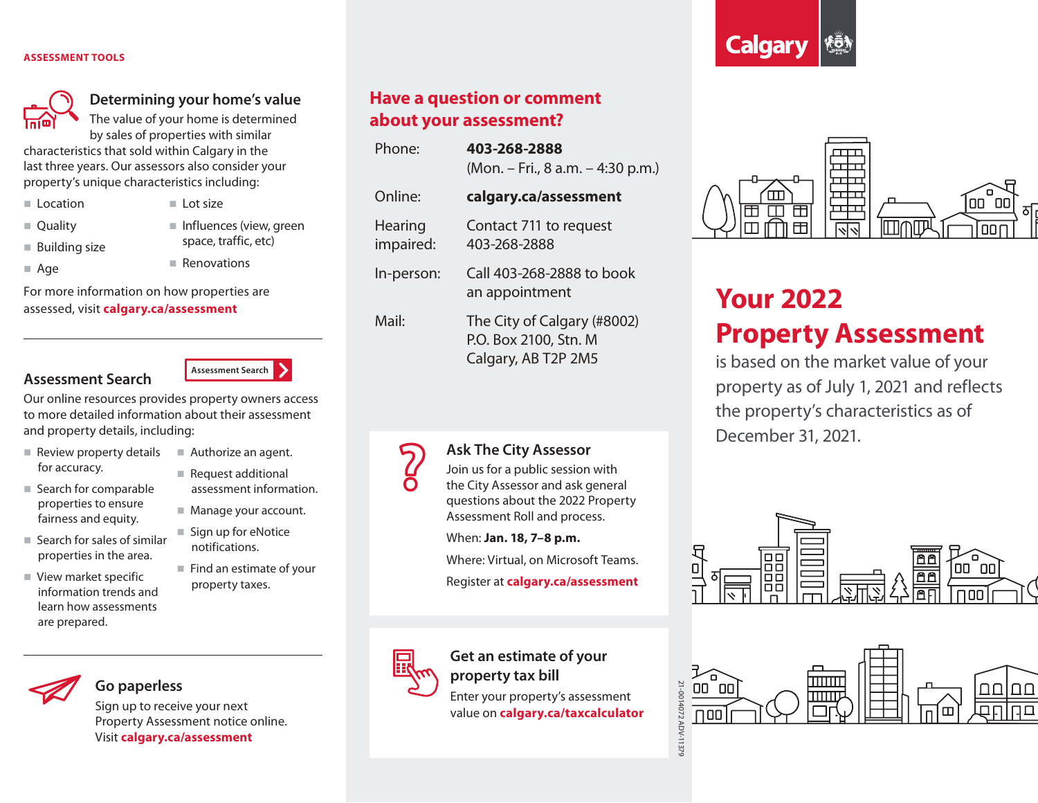ASSESSMENT TOOLS

### Determining your home's value

The value of your home is determined by sales of properties with similar characteristics that sold within Calgary in the last three years. Our assessors also consider your property's unique characteristics including:

- Location
- Quality
- Building size
- Age
- Lot size
- Influences (view, green space, traffic, etc)
- Renovations

For more information on how properties are assessed, visit **calgary.ca/assessment**

### Assessment Search

Assessment Search

Our online resources provides property owners access to more detailed information about their assessment and property details, including:

- Review property details for accuracy.
- Search for comparable properties to ensure fairness and equity.
- Search for sales of similar properties in the area.
- View market specific information trends and learn how assessments are prepared.
- Authorize an agent.
- Request additional assessment information.
- Manage your account.
- Sign up for eNotice notifications.
- Find an estimate of your property taxes.

### Go paperless

Sign up to receive your next Property Assessment notice online. Visit **calgary.ca/assessment**

## Have a question or comment about your assessment?

| | |
|---|---|
| Phone: | **403-268-2888** (Mon. – Fri., 8 a.m. – 4:30 p.m.) |
| Online: | **calgary.ca/assessment** |
| Hearing impaired: | Contact 711 to request 403-268-2888 |
| In-person: | Call 403-268-2888 to book an appointment |
| Mail: | The City of Calgary (#8002) P.O. Box 2100, Stn. M Calgary, AB T2P 2M5 |

### Ask The City Assessor

Join us for a public session with the City Assessor and ask general questions about the 2022 Property Assessment Roll and process.

When: **Jan. 18, 7–8 p.m.**

Where: Virtual, on Microsoft Teams.

Register at **calgary.ca/assessment**

### Get an estimate of your property tax bill

Enter your property's assessment value on **calgary.ca/taxcalculator**

21-0014072 ADV-11379

Calgary

# Your 2022 Property Assessment

is based on the market value of your property as of July 1, 2021 and reflects the property's characteristics as of December 31, 2021.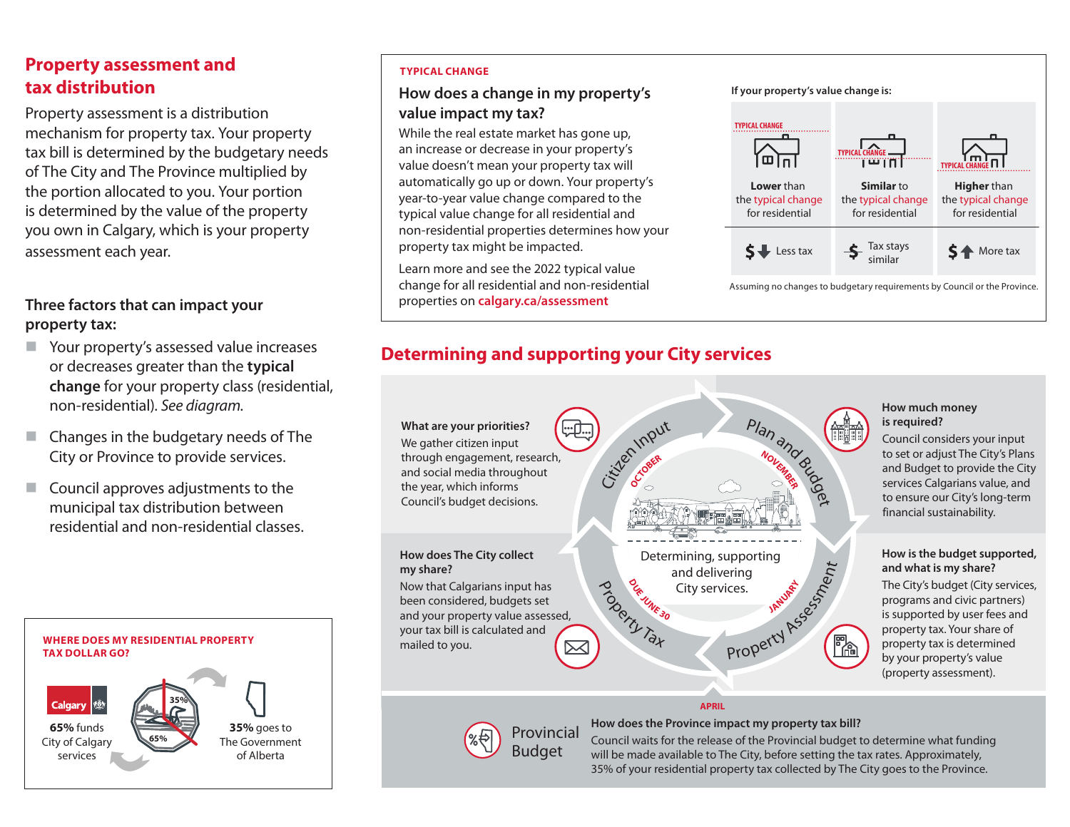## Property assessment and tax distribution

Property assessment is a distribution mechanism for property tax. Your property tax bill is determined by the budgetary needs of The City and The Province multiplied by the portion allocated to you. Your portion is determined by the value of the property you own in Calgary, which is your property assessment each year.

### Three factors that can impact your property tax:

- Your property's assessed value increases or decreases greater than the **typical change** for your property class (residential, non-residential). *See diagram.*
- Changes in the budgetary needs of The City or Province to provide services.
- Council approves adjustments to the municipal tax distribution between residential and non-residential classes.

**WHERE DOES MY RESIDENTIAL PROPERTY TAX DOLLAR GO?**

Calgary

35%

65%

**65%** funds City of Calgary services

**35%** goes to The Government of Alberta

**TYPICAL CHANGE**

### How does a change in my property's value impact my tax?

While the real estate market has gone up, an increase or decrease in your property's value doesn't mean your property tax will automatically go up or down. Your property's year-to-year value change compared to the typical value change for all residential and non-residential properties determines how your property tax might be impacted.

Learn more and see the 2022 typical value change for all residential and non-residential properties on **calgary.ca/assessment**

If your property's value change is:

| TYPICAL CHANGE | TYPICAL CHANGE | TYPICAL CHANGE |
|---|---|---|
| **Lower** than the typical change for residential | **Similar** to the typical change for residential | **Higher** than the typical change for residential |
| Less tax | Tax stays similar | More tax |

Assuming no changes to budgetary requirements by Council or the Province.

## Determining and supporting your City services

**What are your priorities?**
We gather citizen input through engagement, research, and social media throughout the year, which informs Council's budget decisions.

**How much money is required?**
Council considers your input to set or adjust The City's Plans and Budget to provide the City services Calgarians value, and to ensure our City's long-term financial sustainability.

Citizen Input

OCTOBER

Plan and Budget

NOVEMBER

Determining, supporting and delivering City services.

JANUARY

Property Assessment

DUE JUNE 30

Property Tax

**How does The City collect my share?**
Now that Calgarians input has been considered, budgets set and your property value assessed, your tax bill is calculated and mailed to you.

**How is the budget supported, and what is my share?**
The City's budget (City services, programs and civic partners) is supported by user fees and property tax. Your share of property tax is determined by your property's value (property assessment).

APRIL

Provincial Budget

**How does the Province impact my property tax bill?**
Council waits for the release of the Provincial budget to determine what funding will be made available to The City, before setting the tax rates. Approximately, 35% of your residential property tax collected by The City goes to the Province.